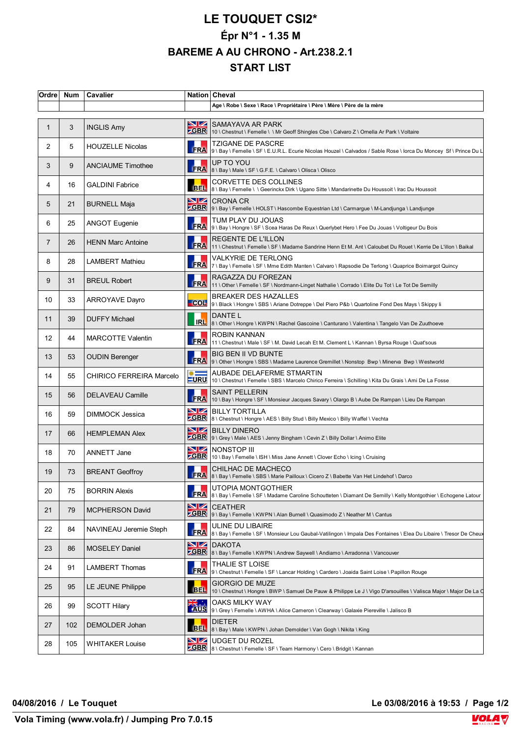# LE TOUQUET CSI2*

## Épr N°1 - 1.35 M

## BAREME A AU CHRONO - Art.238.2.1

## START LIST

| Ordre | Num | Cavalier | Nation | Cheval |
|---|---|---|---|---|
| | | | | Age \ Robe \ Sexe \ Race \ Propriétaire \ Père \ Mère \ Père de la mère |
| 1 | 3 | INGLIS Amy | GBR | SAMAYAVA AR PARK<br>10 \ Chestnut \ Femelle \ \ Mr Geoff Shingles Cbe \ Calvaro Z \ Omella Ar Park \ Voltaire |
| 2 | 5 | HOUZELLE Nicolas | FRA | TZIGANE DE PASCRE<br>9 \ Bay \ Femelle \ SF \ E.U.R.L. Ecurie Nicolas Houzel \ Calvados \ Sable Rose \ Iorca Du Moncey Sf \ Prince Du L |
| 3 | 9 | ANCIAUME Timothee | FRA | UP TO YOU<br>8 \ Bay \ Male \ SF \ G.F.E. \ Calvaro \ Olisca \ Olisco |
| 4 | 16 | GALDINI Fabrice | BEL | CORVETTE DES COLLINES<br>8 \ Bay \ Femelle \ \ Geerinckx Dirk \ Ugano Sitte \ Mandarinette Du Houssoit \ Irac Du Houssoit |
| 5 | 21 | BURNELL Maja | GBR | CRONA CR<br>9 \ Bay \ Femelle \ HOLST \ Hascombe Equestrian Ltd \ Carmargue \ M-Landjunga \ Landjunge |
| 6 | 25 | ANGOT Eugenie | FRA | TUM PLAY DU JOUAS<br>9 \ Bay \ Hongre \ SF \ Scea Haras De Reux \ Querlybet Hero \ Fee Du Jouas \ Voltigeur Du Bois |
| 7 | 26 | HENN Marc Antoine | FRA | REGENTE DE L'ILLON<br>11 \ Chestnut \ Femelle \ SF \ Madame Sandrine Henn Et M. Ant \ Caloubet Du Rouet \ Kerrie De L'illon \ Baikal |
| 8 | 28 | LAMBERT Mathieu | FRA | VALKYRIE DE TERLONG<br>7 \ Bay \ Femelle \ SF \ Mme Edith Manten \ Calvaro \ Rapsodie De Terlong \ Quaprice Boimargot Quincy |
| 9 | 31 | BREUL Robert | FRA | RAGAZZA DU FOREZAN<br>11 \ Other \ Femelle \ SF \ Nordmann-Linget Nathalie \ Corrado \ Elite Du Tot \ Le Tot De Semilly |
| 10 | 33 | ARROYAVE Dayro | COL | BREAKER DES HAZALLES<br>9 \ Black \ Hongre \ SBS \ Ariane Dotreppe \ Del Piero P&b \ Quartoline Fond Des Mays \ Skippy Ii |
| 11 | 39 | DUFFY Michael | IRL | DANTE L<br>8 \ Other \ Hongre \ KWPN \ Rachel Gascoine \ Canturano \ Valentina \ Tangelo Van De Zuuthoeve |
| 12 | 44 | MARCOTTE Valentin | FRA | ROBIN KANNAN<br>11 \ Chestnut \ Male \ SF \ M. David Lecah Et M. Clement L \ Kannan \ Byrsa Rouge \ Quat'sous |
| 13 | 53 | OUDIN Berenger | FRA | BIG BEN II VD BUNTE<br>9 \ Other \ Hongre \ SBS \ Madame Laurence Gremillet \ Nonstop Bwp \ Minerva Bwp \ Westworld |
| 14 | 55 | CHIRICO FERREIRA Marcelo | URU | AUBADE DELAFERME STMARTIN<br>10 \ Chestnut \ Femelle \ SBS \ Marcelo Chirico Ferreira \ Schilling \ Kita Du Grais \ Ami De La Fosse |
| 15 | 56 | DELAVEAU Camille | FRA | SAINT PELLERIN<br>10 \ Bay \ Hongre \ SF \ Monsieur Jacques Savary \ Olargo B \ Aube De Rampan \ Lieu De Rampan |
| 16 | 59 | DIMMOCK Jessica | GBR | BILLY TORTILLA<br>8 \ Chestnut \ Hongre \ AES \ Billy Stud \ Billy Mexico \ Billy Waffel \ Vechta |
| 17 | 66 | HEMPLEMAN Alex | GBR | BILLY DINERO<br>9 \ Grey \ Male \ AES \ Jenny Bingham \ Cevin Z \ Billy Dollar \ Animo Elite |
| 18 | 70 | ANNETT Jane | GBR | NONSTOP III<br>10 \ Bay \ Femelle \ ISH \ Miss Jane Annett \ Clover Echo \ Icing \ Cruising |
| 19 | 73 | BREANT Geoffroy | FRA | CHILHAC DE MACHECO<br>8 \ Bay \ Femelle \ SBS \ Marie Pailloux \ Cicero Z \ Babette Van Het Lindehof \ Darco |
| 20 | 75 | BORRIN Alexis | FRA | UTOPIA MONTGOTHIER<br>8 \ Bay \ Femelle \ SF \ Madame Caroline Schoutteten \ Diamant De Semilly \ Kelly Montgothier \ Echogene Latour |
| 21 | 79 | MCPHERSON David | GBR | CEATHER<br>9 \ Bay \ Femelle \ KWPN \ Alan Burnell \ Quasimodo Z \ Neather M \ Cantus |
| 22 | 84 | NAVINEAU Jeremie Steph | FRA | ULINE DU LIBAIRE<br>8 \ Bay \ Femelle \ SF \ Monsieur Lou Gaubal-Vatilingon \ Impala Des Fontaines \ Elea Du Libaire \ Tresor De Cheux |
| 23 | 86 | MOSELEY Daniel | GBR | DAKOTA<br>8 \ Bay \ Femelle \ KWPN \ Andrew Saywell \ Andiamo \ Arradonna \ Vancouver |
| 24 | 91 | LAMBERT Thomas | FRA | THALIE ST LOISE<br>9 \ Chestnut \ Femelle \ SF \ Lancar Holding \ Cardero \ Joaida Saint Loise \ Papillon Rouge |
| 25 | 95 | LE JEUNE Philippe | BEL | GIORGIO DE MUZE<br>10 \ Chestnut \ Hongre \ BWP \ Samuel De Pauw & Philippe Le J \ Vigo D'arsouilles \ Valisca Major \ Major De La C |
| 26 | 99 | SCOTT Hilary | AUS | OAKS MILKY WAY<br>9 \ Grey \ Femelle \ AWHA \ Alice Cameron \ Clearway \ Galaxie Piereville \ Jalisco B |
| 27 | 102 | DEMOLDER Johan | BEL | DIETER<br>8 \ Bay \ Male \ KWPN \ Johan Demolder \ Van Gogh \ Nikita \ King |
| 28 | 105 | WHITAKER Louise | GBR | UDGET DU ROZEL<br>8 \ Chestnut \ Femelle \ SF \ Team Harmony \ Cero \ Bridgit \ Kannan |

**04/08/2016 / Le Touquet** **Le 03/08/2016 à 19:53**

**Vola Timing (www.vola.fr) / Jumping Pro 7.0.15**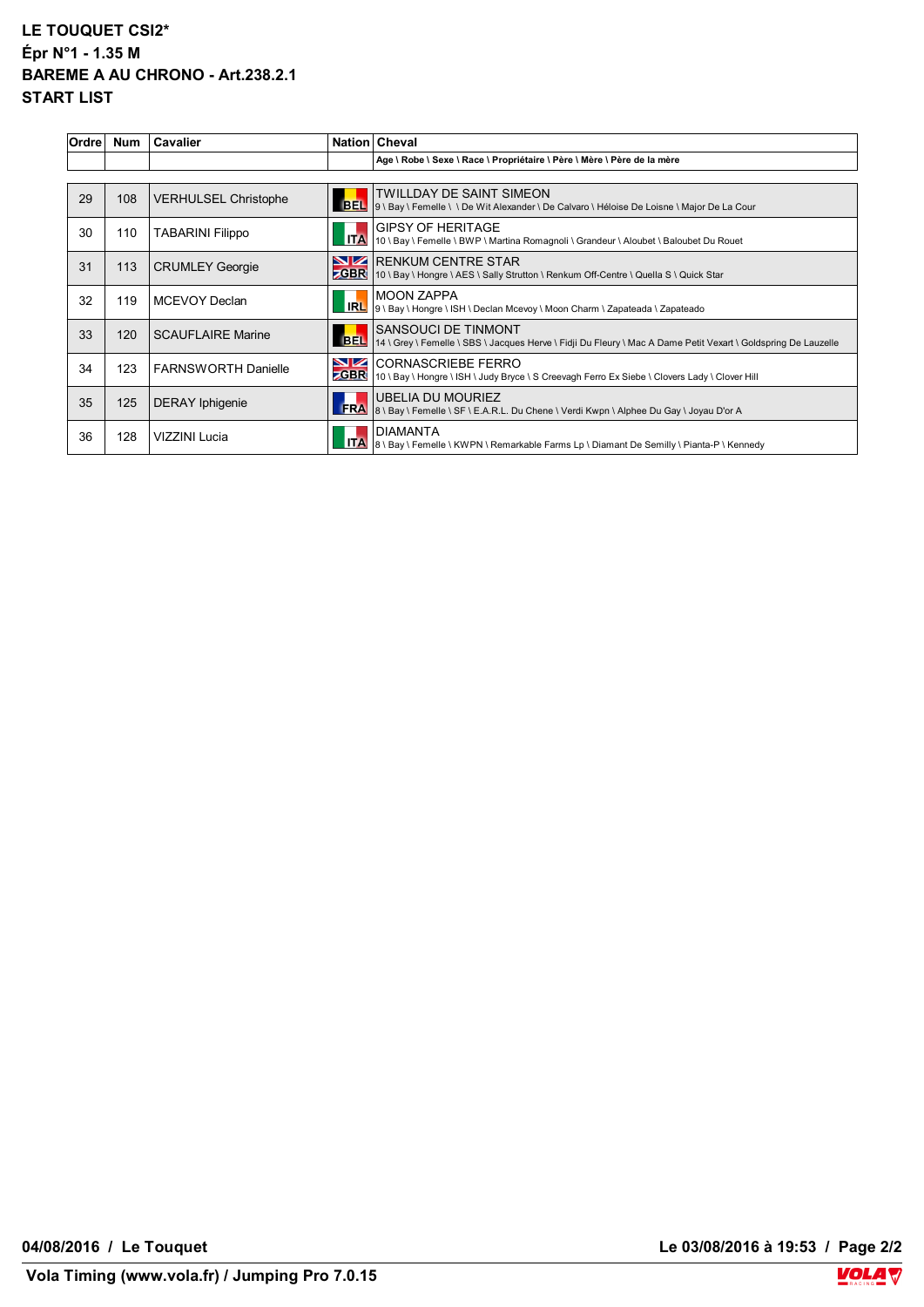**LE TOUQUET CSI2***
**Épr N°1 - 1.35 M**
**BAREME A AU CHRONO - Art.238.2.1**
**START LIST**

| Ordre | Num | Cavalier | Nation | Cheval |
|---|---|---|---|---|
| | | | | Age \ Robe \ Sexe \ Race \ Propriétaire \ Père \ Mère \ Père de la mère |
| 29 | 108 | VERHULSEL Christophe | BEL | TWILLDAY DE SAINT SIMEON<br>9 \ Bay \ Femelle \ \ De Wit Alexander \ De Calvaro \ Héloise De Loisne \ Major De La Cour |
| 30 | 110 | TABARINI Filippo | ITA | GIPSY OF HERITAGE<br>10 \ Bay \ Femelle \ BWP \ Martina Romagnoli \ Grandeur \ Aloubet \ Baloubet Du Rouet |
| 31 | 113 | CRUMLEY Georgie | GBR | RENKUM CENTRE STAR<br>10 \ Bay \ Hongre \ AES \ Sally Strutton \ Renkum Off-Centre \ Quella S \ Quick Star |
| 32 | 119 | MCEVOY Declan | IRL | MOON ZAPPA<br>9 \ Bay \ Hongre \ ISH \ Declan Mcevoy \ Moon Charm \ Zapateada \ Zapateado |
| 33 | 120 | SCAUFLAIRE Marine | BEL | SANSOUCI DE TINMONT<br>14 \ Grey \ Femelle \ SBS \ Jacques Herve \ Fidji Du Fleury \ Mac A Dame Petit Vexart \ Goldspring De Lauzelle |
| 34 | 123 | FARNSWORTH Danielle | GBR | CORNASCRIEBE FERRO<br>10 \ Bay \ Hongre \ ISH \ Judy Bryce \ S Creevagh Ferro Ex Siebe \ Clovers Lady \ Clover Hill |
| 35 | 125 | DERAY Iphigenie | FRA | UBELIA DU MOURIEZ<br>8 \ Bay \ Femelle \ SF \ E.A.R.L. Du Chene \ Verdi Kwpn \ Alphee Du Gay \ Joyau D'or A |
| 36 | 128 | VIZZINI Lucia | ITA | DIAMANTA<br>8 \ Bay \ Femelle \ KWPN \ Remarkable Farms Lp \ Diamant De Semilly \ Pianta-P \ Kennedy |

**04/08/2016 / Le Touquet** **Le 03/08/2016 à 19:53**

**Vola Timing (www.vola.fr) / Jumping Pro 7.0.15**